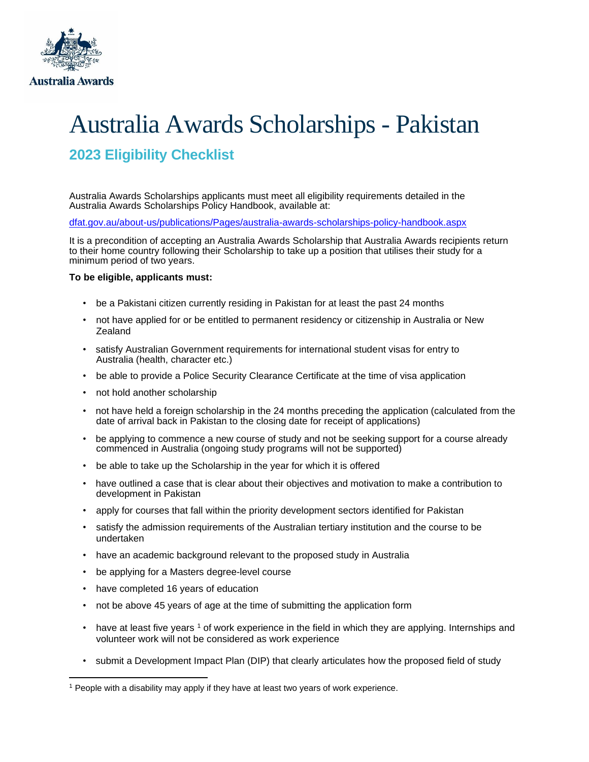Australia Awards

# Australia Awards Scholarships - Pakistan

## 2023 Eligibility Checklist

Australia Awards Scholarships applicants must meet all eligibility requirements detailed in the Australia Awards Scholarships Policy Handbook, available at:

[dfat.gov.au/about-us/publications/Pages/australia-awards-scholarships-policy-handbook.aspx](dfat.gov.au/about-us/publications/Pages/australia-awards-scholarships-policy-handbook.aspx)

It is a precondition of accepting an Australia Awards Scholarship that Australia Awards recipients return to their home country following their Scholarship to take up a position that utilises their study for a minimum period of two years.

**To be eligible, applicants must:**

- be a Pakistani citizen currently residing in Pakistan for at least the past 24 months
- not have applied for or be entitled to permanent residency or citizenship in Australia or New Zealand
- satisfy Australian Government requirements for international student visas for entry to Australia (health, character etc.)
- be able to provide a Police Security Clearance Certificate at the time of visa application
- not hold another scholarship
- not have held a foreign scholarship in the 24 months preceding the application (calculated from the date of arrival back in Pakistan to the closing date for receipt of applications)
- be applying to commence a new course of study and not be seeking support for a course already commenced in Australia (ongoing study programs will not be supported)
- be able to take up the Scholarship in the year for which it is offered
- have outlined a case that is clear about their objectives and motivation to make a contribution to development in Pakistan
- apply for courses that fall within the priority development sectors identified for Pakistan
- satisfy the admission requirements of the Australian tertiary institution and the course to be undertaken
- have an academic background relevant to the proposed study in Australia
- be applying for a Masters degree-level course
- have completed 16 years of education
- not be above 45 years of age at the time of submitting the application form
- have at least five years [1] of work experience in the field in which they are applying. Internships and volunteer work will not be considered as work experience
- submit a Development Impact Plan (DIP) that clearly articulates how the proposed field of study

[1] People with a disability may apply if they have at least two years of work experience.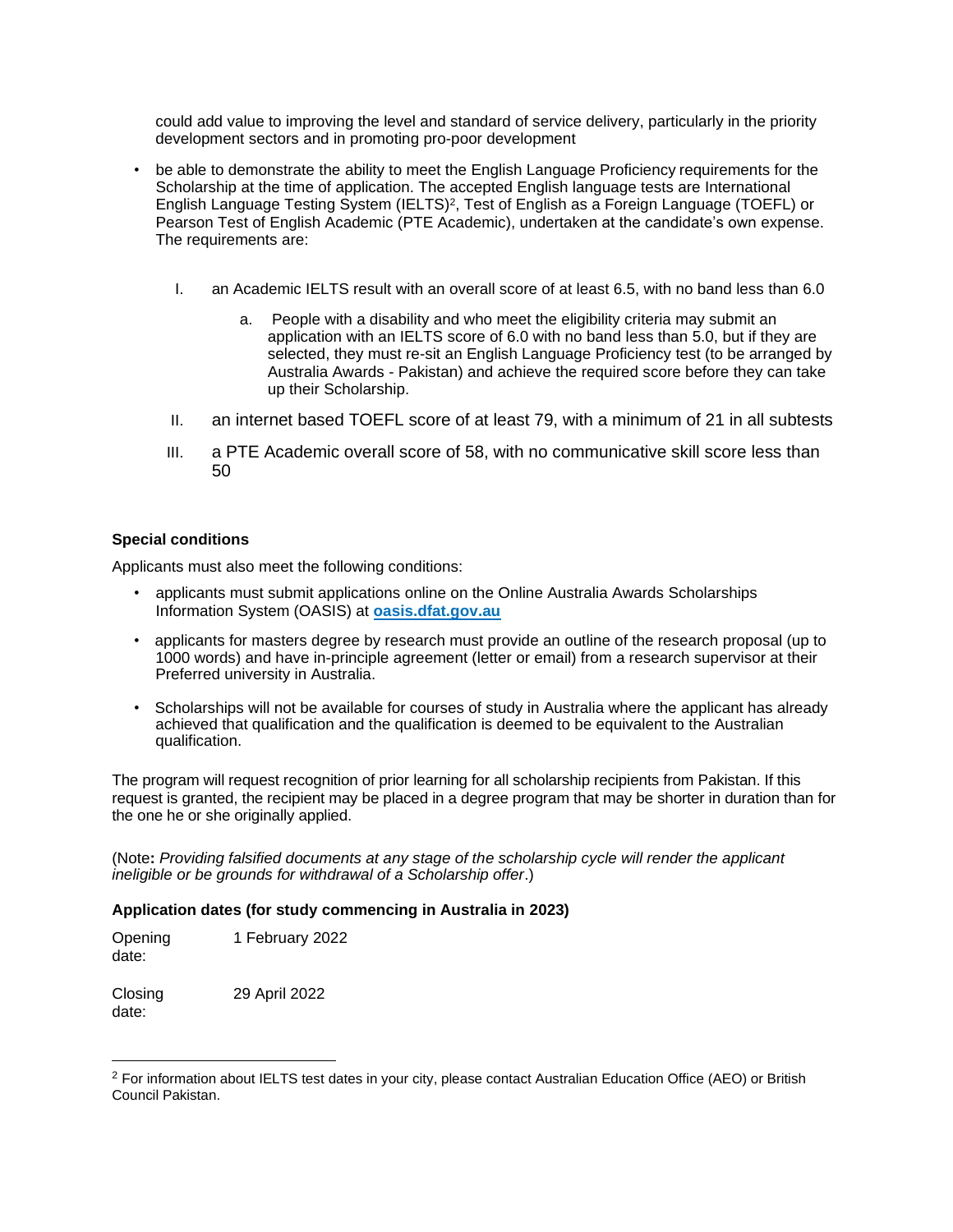could add value to improving the level and standard of service delivery, particularly in the priority development sectors and in promoting pro-poor development

- be able to demonstrate the ability to meet the English Language Proficiency requirements for the Scholarship at the time of application. The accepted English language tests are International English Language Testing System (IELTS)[2], Test of English as a Foreign Language (TOEFL) or Pearson Test of English Academic (PTE Academic), undertaken at the candidate's own expense. The requirements are:

  I. an Academic IELTS result with an overall score of at least 6.5, with no band less than 6.0

     a. People with a disability and who meet the eligibility criteria may submit an application with an IELTS score of 6.0 with no band less than 5.0, but if they are selected, they must re-sit an English Language Proficiency test (to be arranged by Australia Awards - Pakistan) and achieve the required score before they can take up their Scholarship.

  II. an internet based TOEFL score of at least 79, with a minimum of 21 in all subtests

  III. a PTE Academic overall score of 58, with no communicative skill score less than 50

**Special conditions**

Applicants must also meet the following conditions:

- applicants must submit applications online on the Online Australia Awards Scholarships Information System (OASIS) at **oasis.dfat.gov.au**
- applicants for masters degree by research must provide an outline of the research proposal (up to 1000 words) and have in-principle agreement (letter or email) from a research supervisor at their Preferred university in Australia.
- Scholarships will not be available for courses of study in Australia where the applicant has already achieved that qualification and the qualification is deemed to be equivalent to the Australian qualification.

The program will request recognition of prior learning for all scholarship recipients from Pakistan. If this request is granted, the recipient may be placed in a degree program that may be shorter in duration than for the one he or she originally applied.

(Note**:** *Providing falsified documents at any stage of the scholarship cycle will render the applicant ineligible or be grounds for withdrawal of a Scholarship offer*.)

**Application dates (for study commencing in Australia in 2023)**

| Opening date: | 1 February 2022 |
|---|---|
| Closing date: | 29 April 2022 |

[2] For information about IELTS test dates in your city, please contact Australian Education Office (AEO) or British Council Pakistan.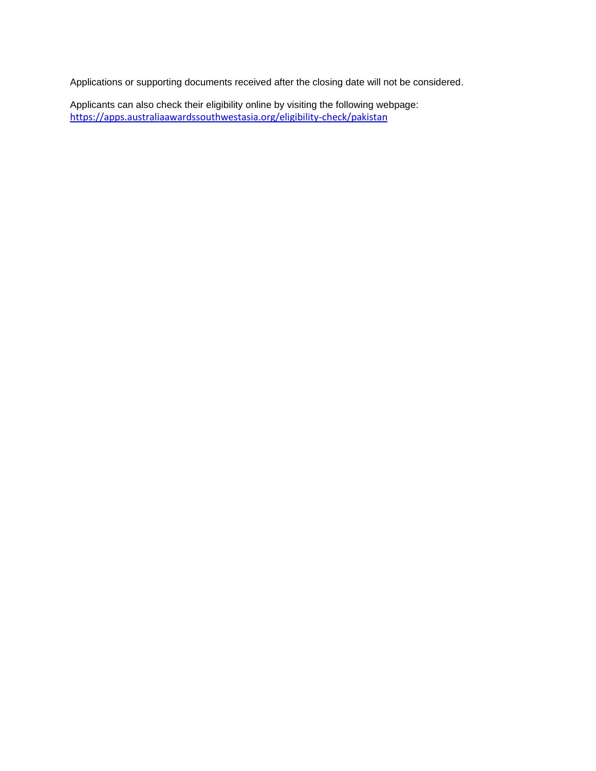Applications or supporting documents received after the closing date will not be considered.

Applicants can also check their eligibility online by visiting the following webpage:
https://apps.australiaawardssouthwestasia.org/eligibility-check/pakistan